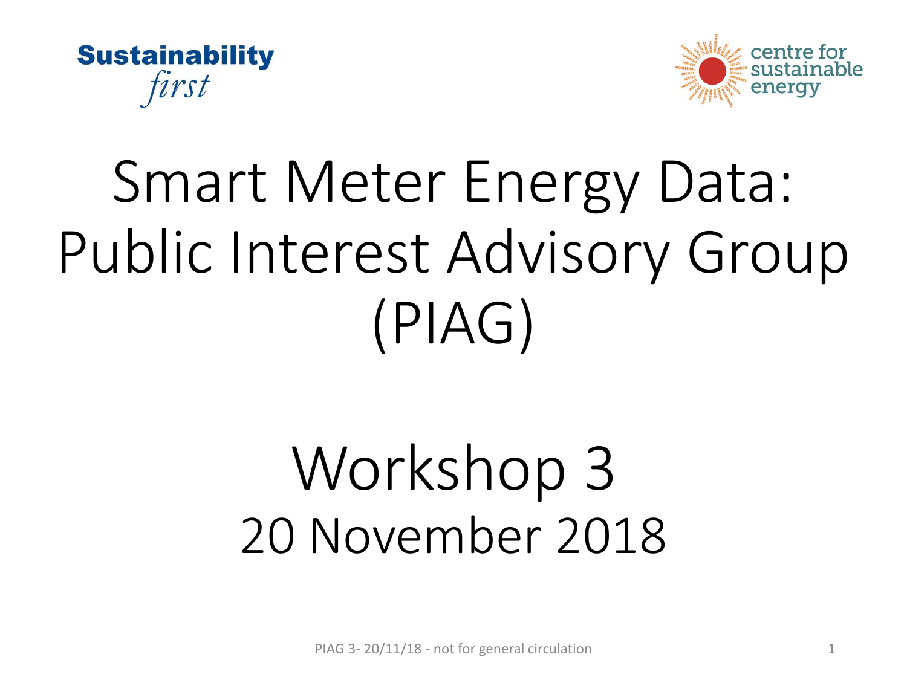Sustainability *first*

centre for sustainable energy

# Smart Meter Energy Data: Public Interest Advisory Group (PIAG)

## Workshop 3

20 November 2018

PIAG 3- 20/11/18 - not for general circulation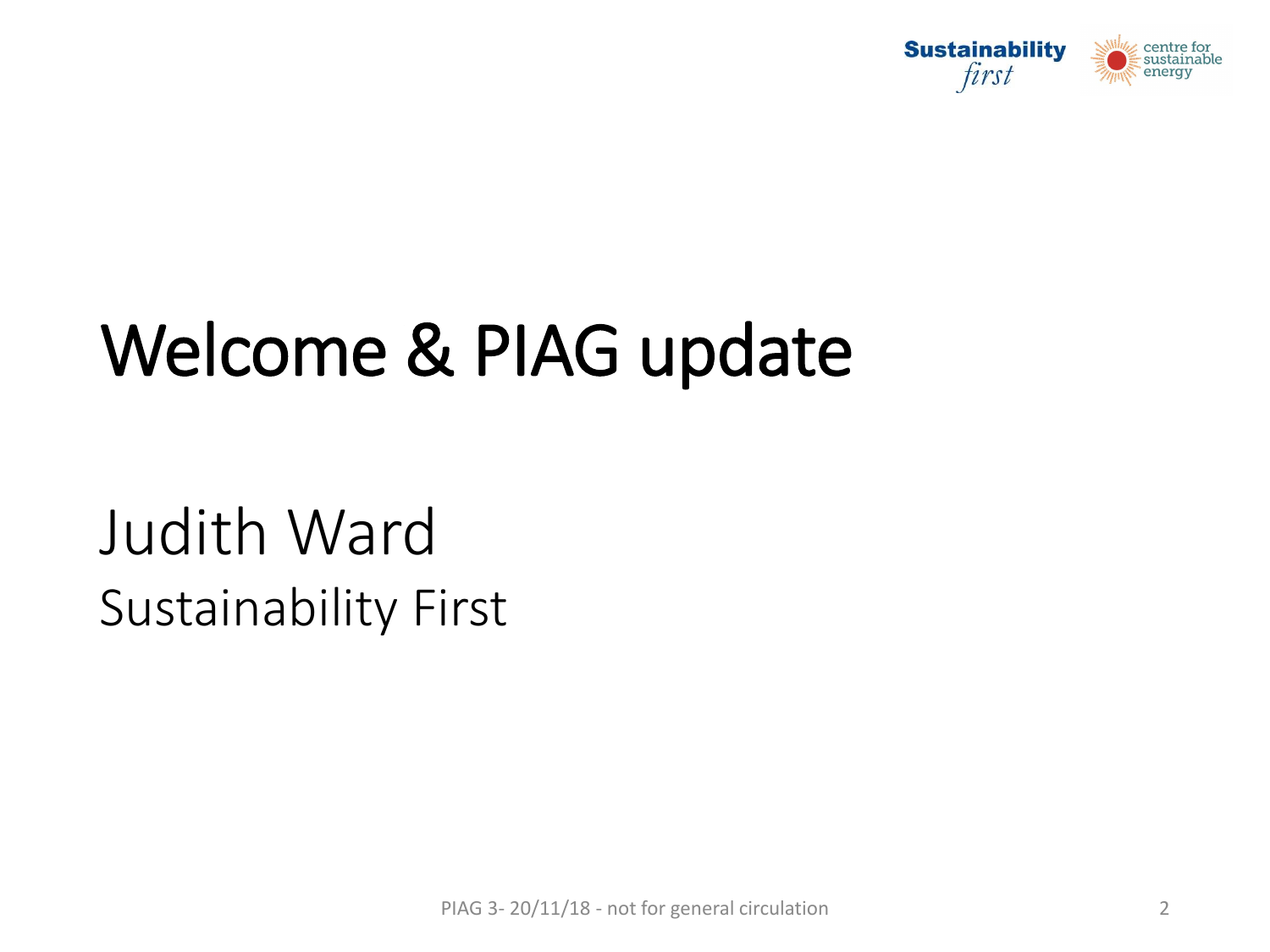# Welcome & PIAG update

Judith Ward

Sustainability First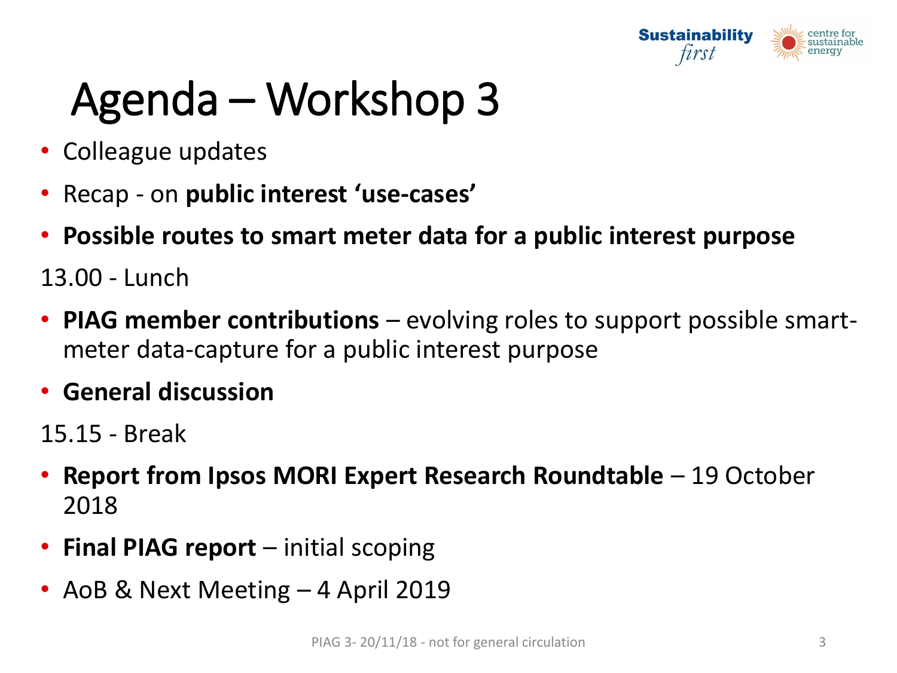# Agenda – Workshop 3

- Colleague updates
- Recap - on **public interest 'use-cases'**
- **Possible routes to smart meter data for a public interest purpose**

13.00 - Lunch

- **PIAG member contributions** – evolving roles to support possible smart-meter data-capture for a public interest purpose
- **General discussion**

15.15 - Break

- **Report from Ipsos MORI Expert Research Roundtable** – 19 October 2018
- **Final PIAG report** – initial scoping
- AoB & Next Meeting – 4 April 2019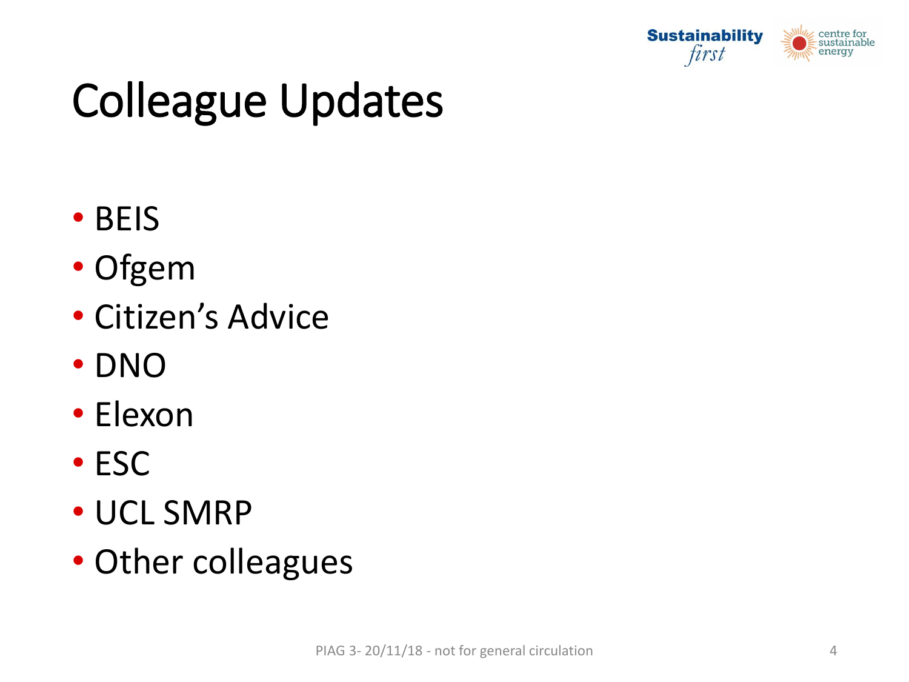# Colleague Updates

- BEIS
- Ofgem
- Citizen's Advice
- DNO
- Elexon
- ESC
- UCL SMRP
- Other colleagues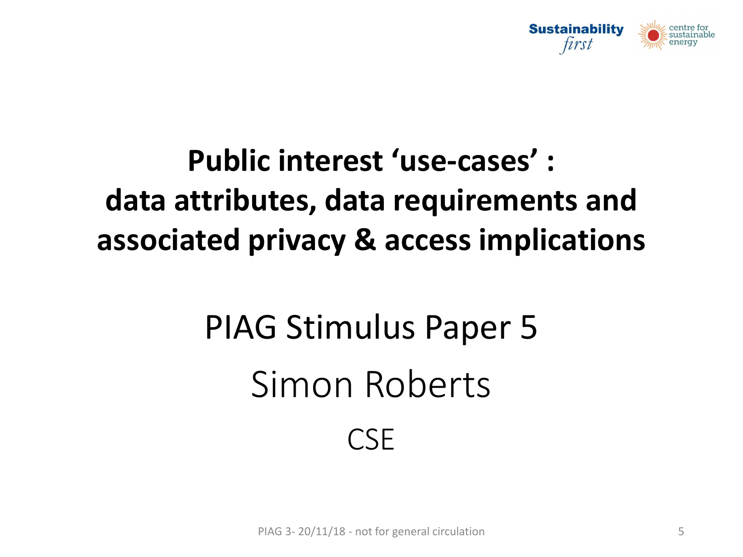# Public interest 'use-cases' : data attributes, data requirements and associated privacy & access implications

PIAG Stimulus Paper 5

Simon Roberts

CSE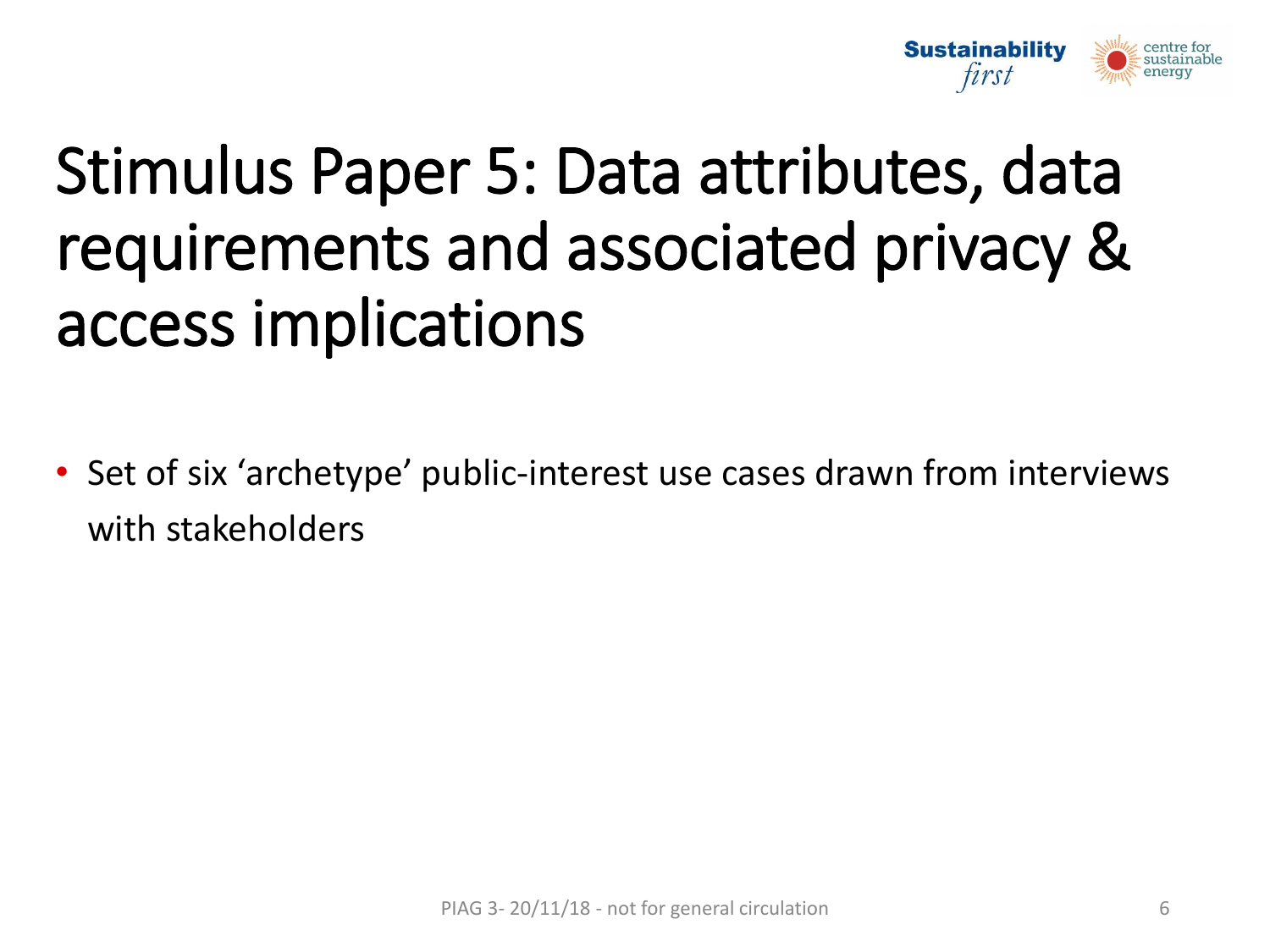# Stimulus Paper 5: Data attributes, data requirements and associated privacy & access implications

- Set of six 'archetype' public-interest use cases drawn from interviews with stakeholders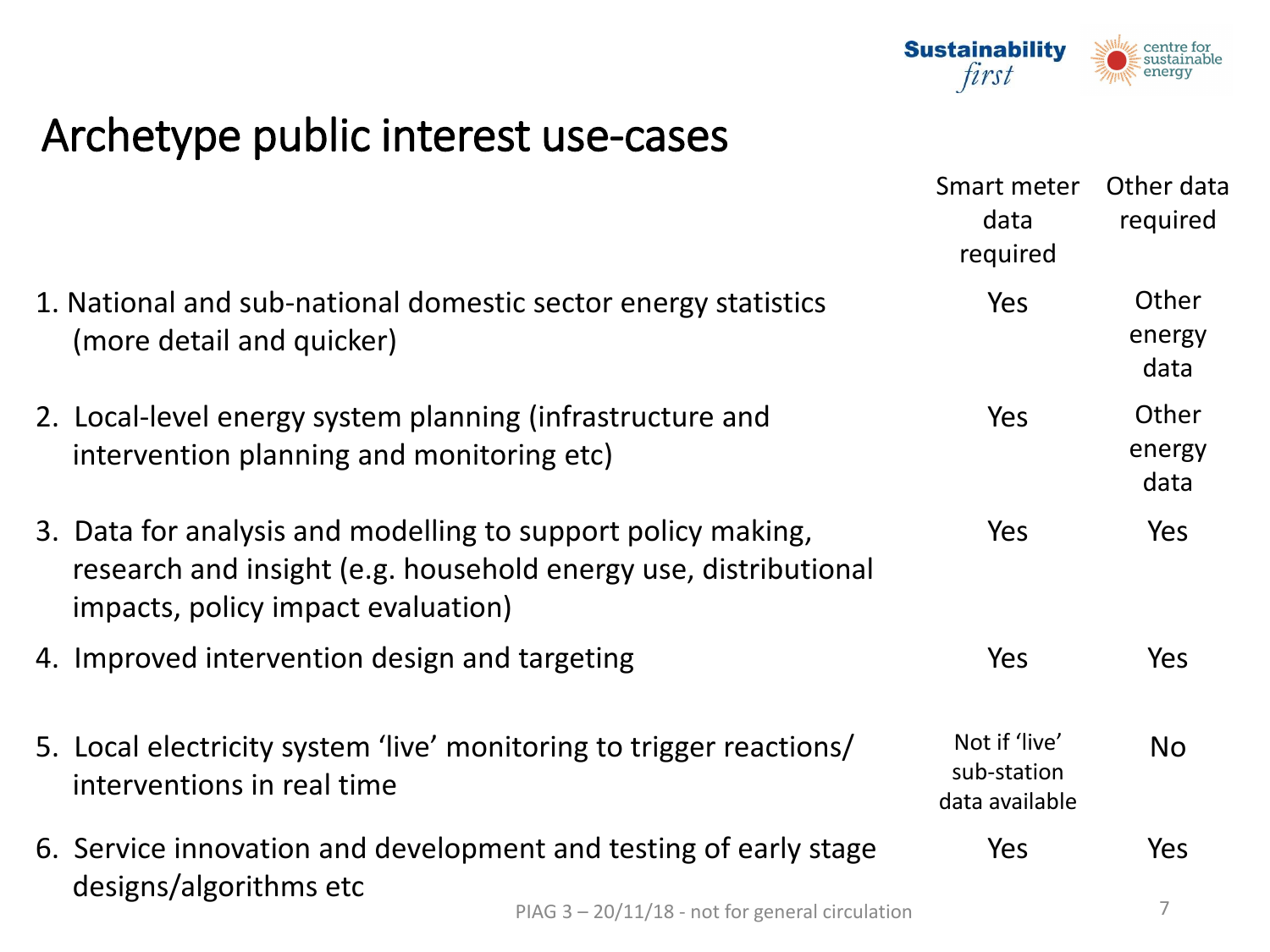# Archetype public interest use-cases

| | Smart meter data required | Other data required |
|---|---|---|
| 1. National and sub-national domestic sector energy statistics (more detail and quicker) | Yes | Other energy data |
| 2. Local-level energy system planning (infrastructure and intervention planning and monitoring etc) | Yes | Other energy data |
| 3. Data for analysis and modelling to support policy making, research and insight (e.g. household energy use, distributional impacts, policy impact evaluation) | Yes | Yes |
| 4. Improved intervention design and targeting | Yes | Yes |
| 5. Local electricity system 'live' monitoring to trigger reactions/ interventions in real time | Not if 'live' sub-station data available | No |
| 6. Service innovation and development and testing of early stage designs/algorithms etc | Yes | Yes |

PIAG 3 – 20/11/18 - not for general circulation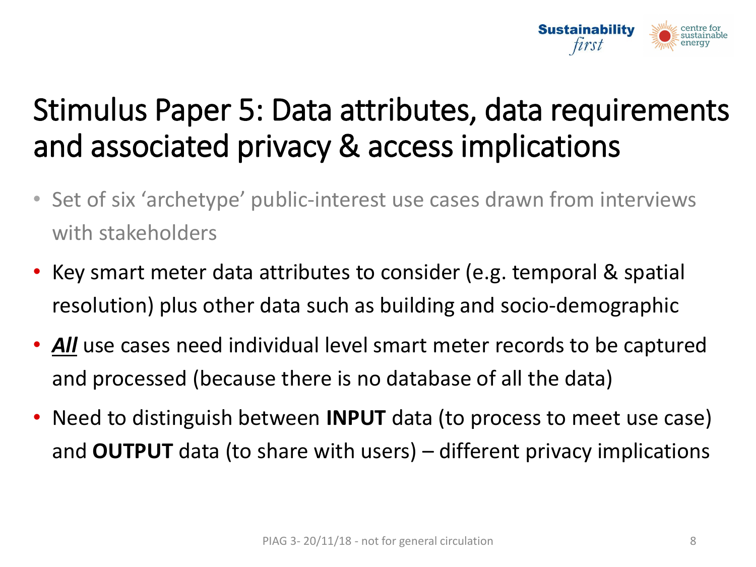# Stimulus Paper 5: Data attributes, data requirements and associated privacy & access implications

- Set of six 'archetype' public-interest use cases drawn from interviews with stakeholders
- Key smart meter data attributes to consider (e.g. temporal & spatial resolution) plus other data such as building and socio-demographic
- ***All*** use cases need individual level smart meter records to be captured and processed (because there is no database of all the data)
- Need to distinguish between **INPUT** data (to process to meet use case) and **OUTPUT** data (to share with users) – different privacy implications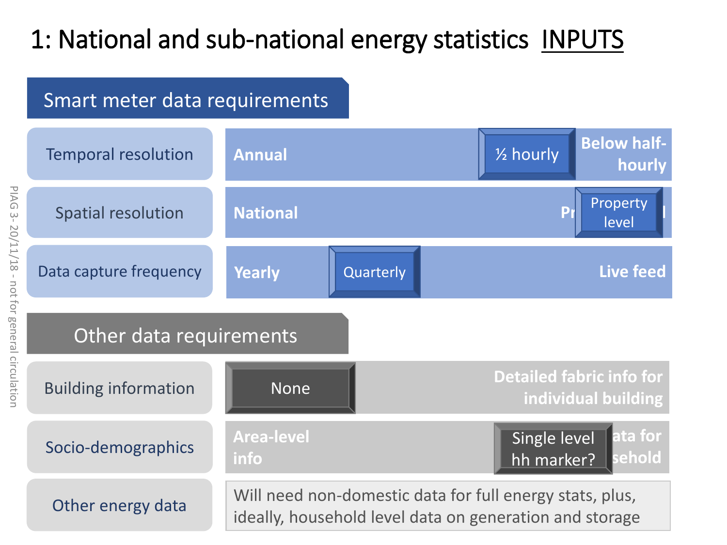# 1: National and sub-national energy statistics INPUTS

## Smart meter data requirements

**Temporal resolution**

**Annual** — ½ hourly — **Below half-hourly**

**Spatial resolution**

**National** — **Pr** Property level **l**

**Data capture frequency**

**Yearly** — Quarterly — **Live feed**

## Other data requirements

**Building information**

None — **Detailed fabric info for individual building**

**Socio-demographics**

**Area-level info** — Single level hh marker? — **ata for sehold**

**Other energy data**

Will need non-domestic data for full energy stats, plus, ideally, household level data on generation and storage

PIAG 3- 20/11/18 - not for general circulation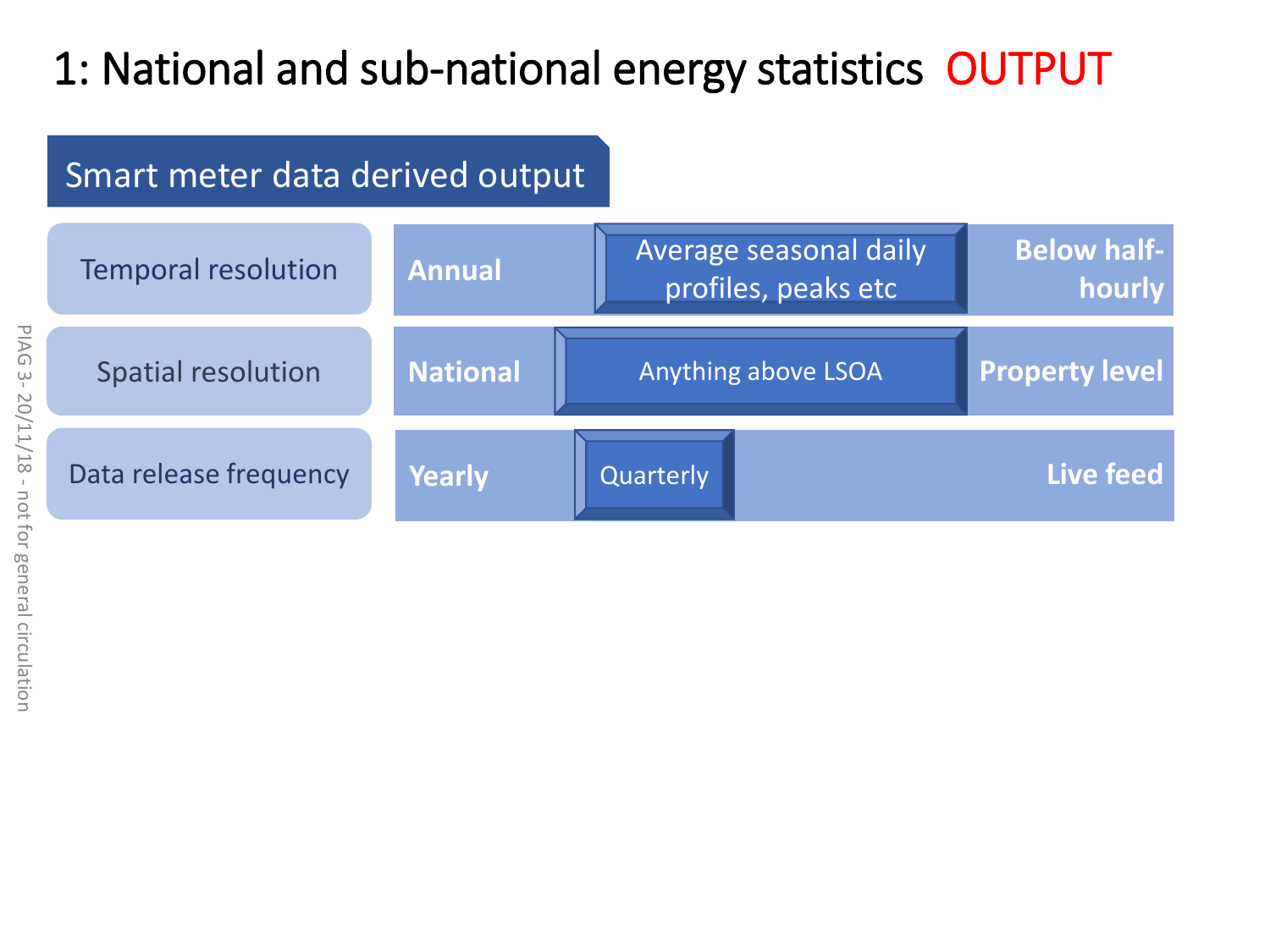# 1: National and sub-national energy statistics OUTPUT

## Smart meter data derived output

Temporal resolution

Annual

Average seasonal daily profiles, peaks etc

Below half-hourly

Spatial resolution

National

Anything above LSOA

Property level

Data release frequency

Yearly

Quarterly

Live feed

PIAG 3- 20/11/18 - not for general circulation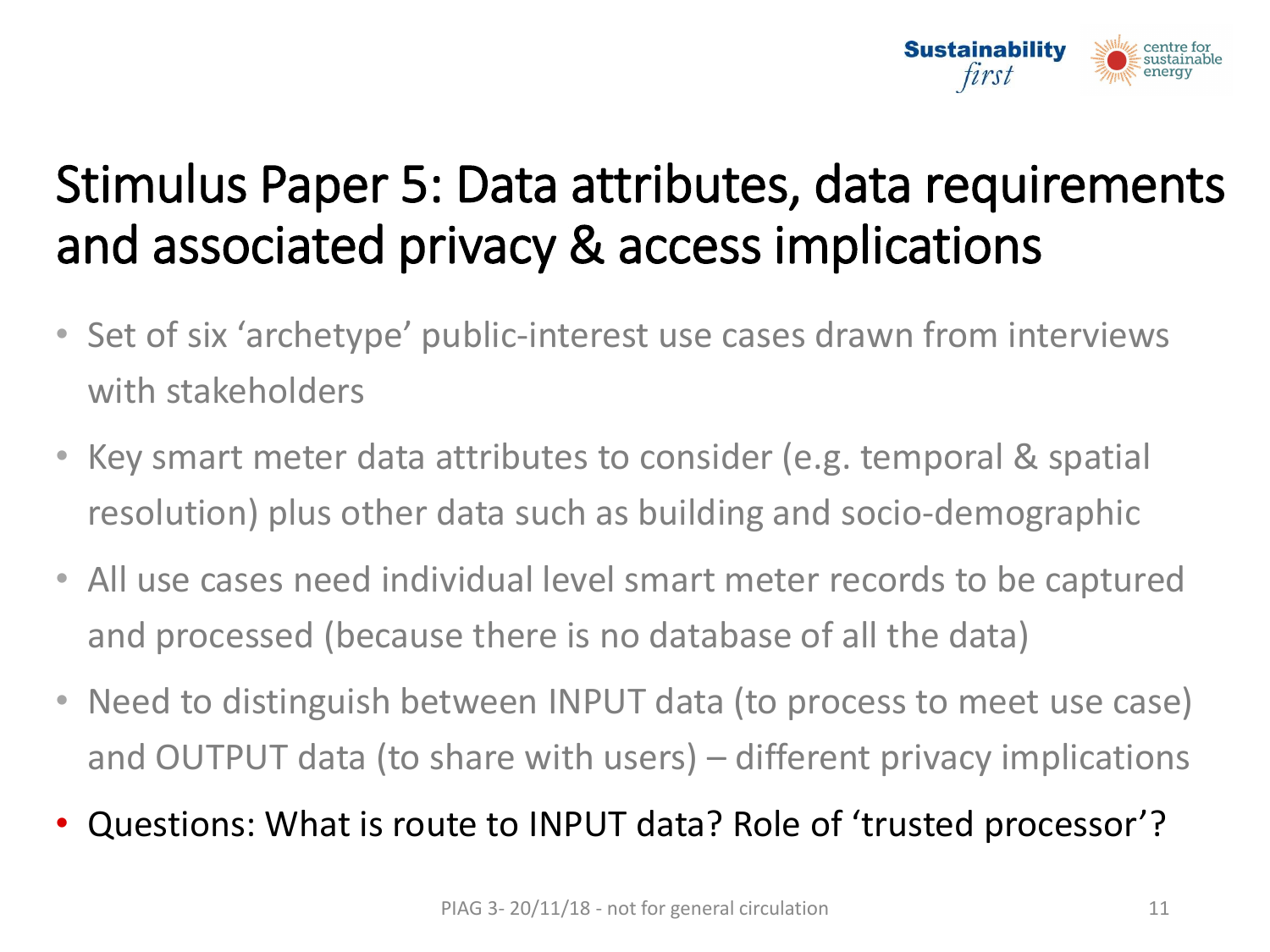# Stimulus Paper 5: Data attributes, data requirements and associated privacy & access implications

- Set of six 'archetype' public-interest use cases drawn from interviews with stakeholders
- Key smart meter data attributes to consider (e.g. temporal & spatial resolution) plus other data such as building and socio-demographic
- All use cases need individual level smart meter records to be captured and processed (because there is no database of all the data)
- Need to distinguish between INPUT data (to process to meet use case) and OUTPUT data (to share with users) – different privacy implications
- Questions: What is route to INPUT data? Role of 'trusted processor'?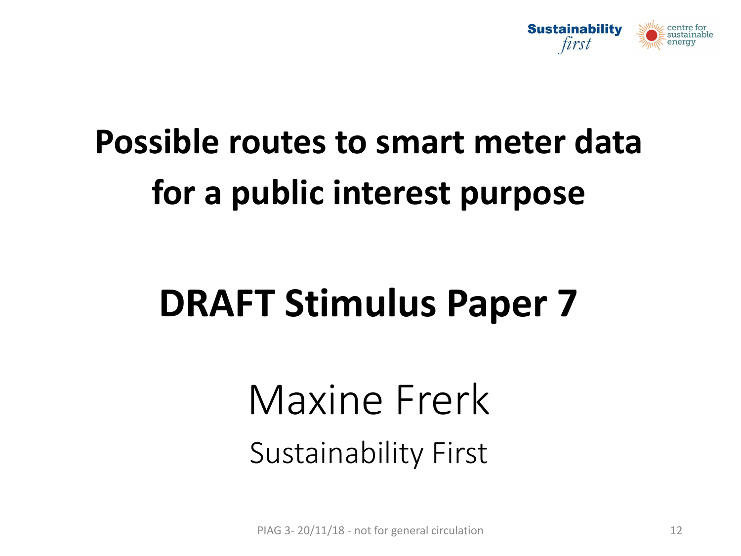# Possible routes to smart meter data for a public interest purpose

## DRAFT Stimulus Paper 7

Maxine Frerk

Sustainability First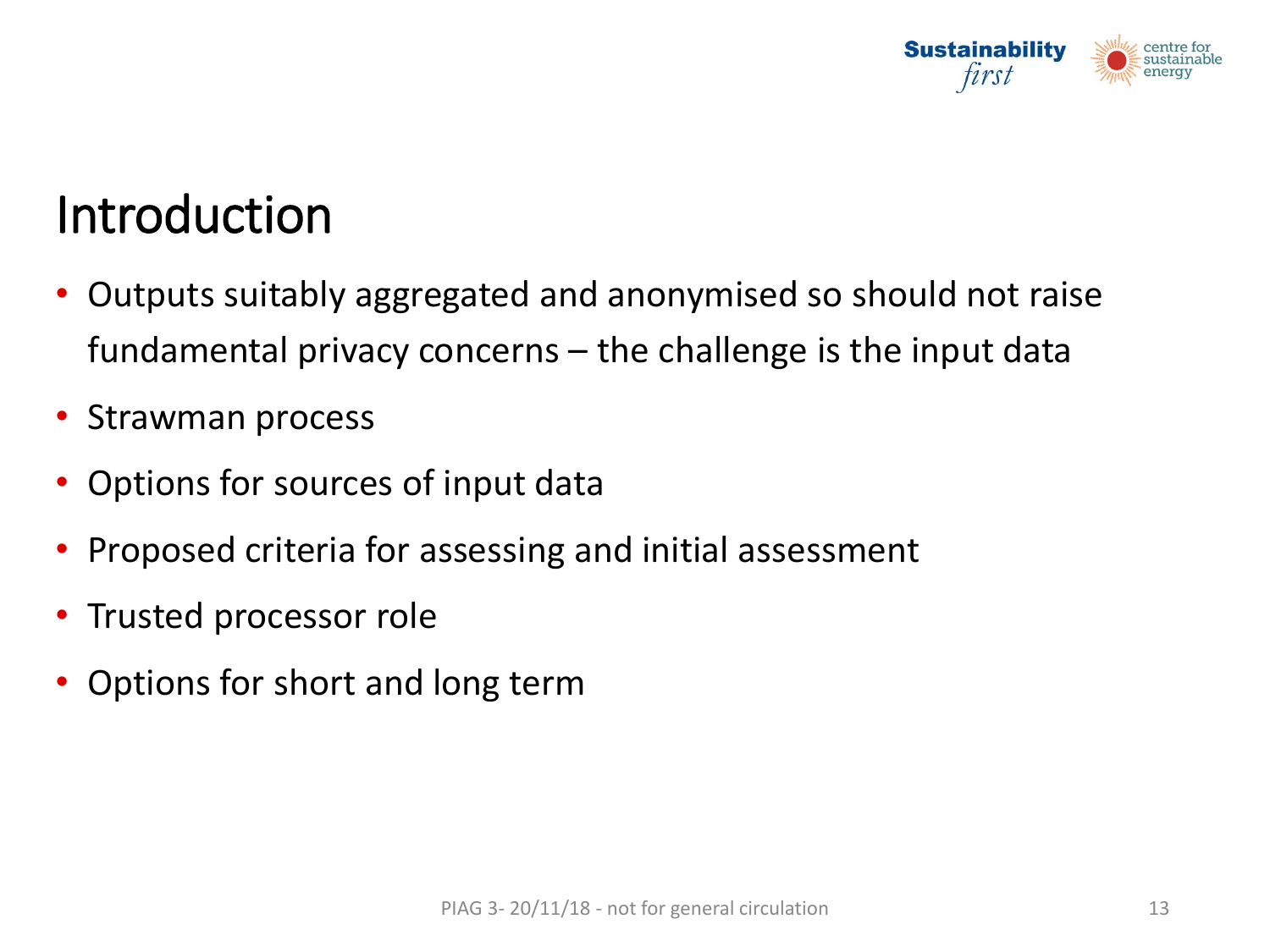# Introduction

- Outputs suitably aggregated and anonymised so should not raise fundamental privacy concerns – the challenge is the input data
- Strawman process
- Options for sources of input data
- Proposed criteria for assessing and initial assessment
- Trusted processor role
- Options for short and long term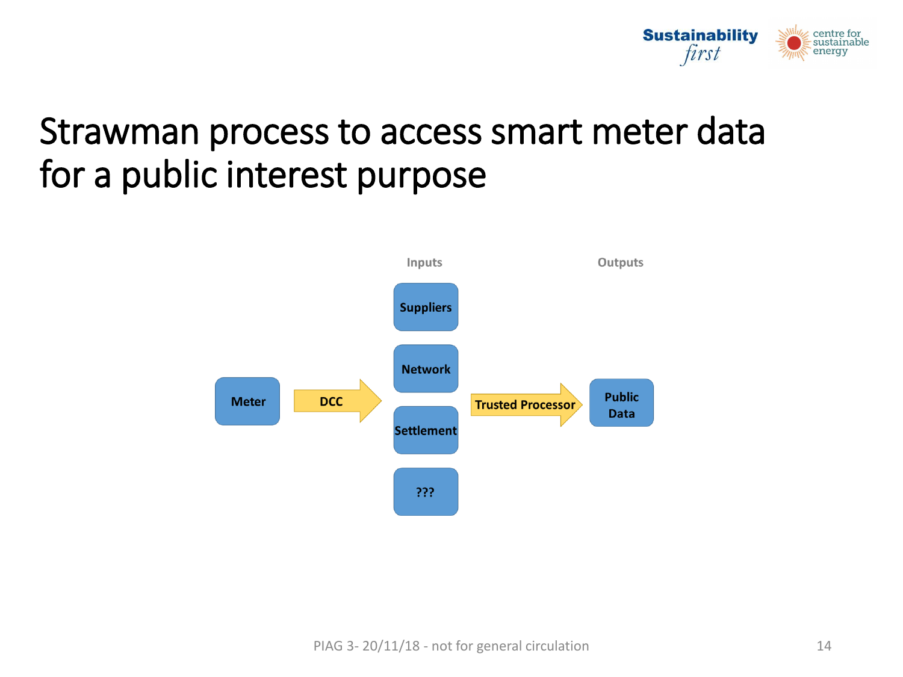# Strawman process to access smart meter data for a public interest purpose

Inputs

Outputs

Meter

DCC

Suppliers

Network

Settlement

???

Trusted Processor

Public Data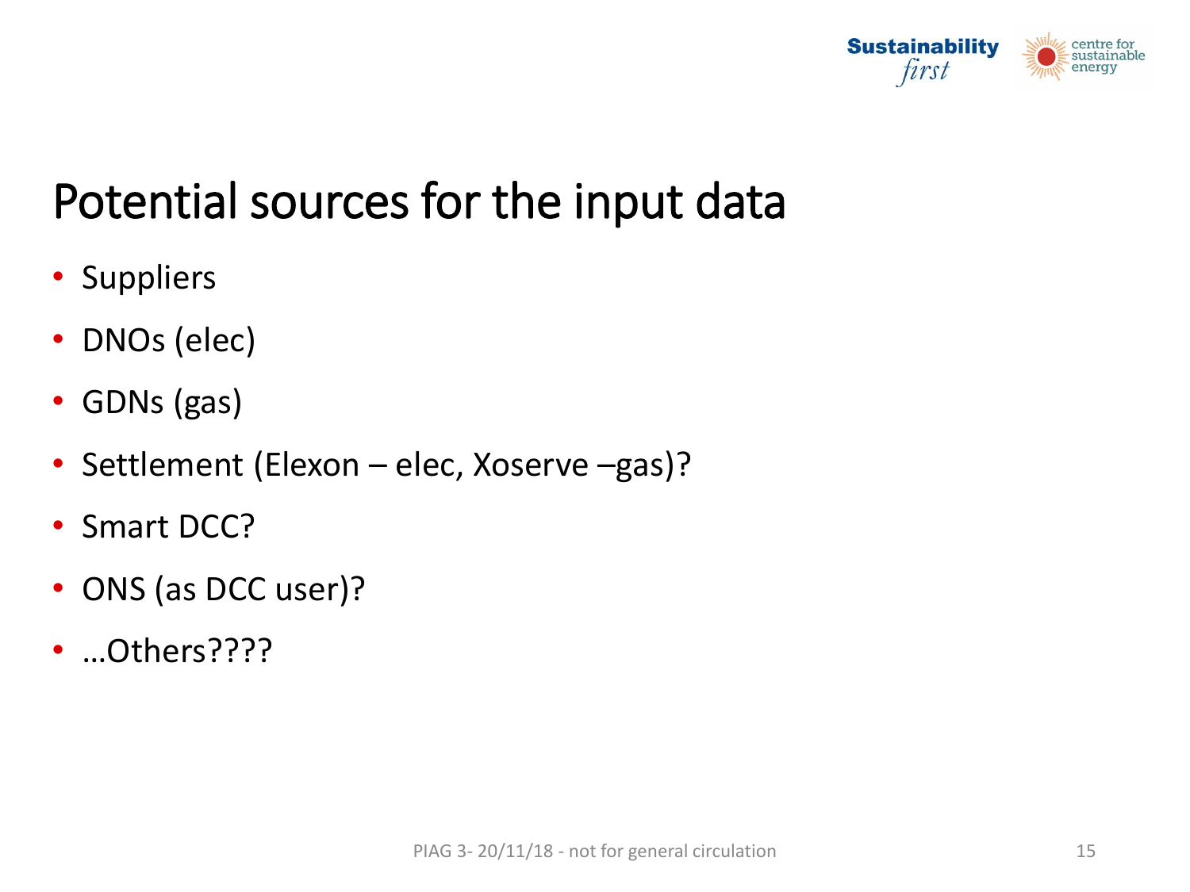# Potential sources for the input data

- Suppliers
- DNOs (elec)
- GDNs (gas)
- Settlement (Elexon – elec, Xoserve –gas)?
- Smart DCC?
- ONS (as DCC user)?
- …Others????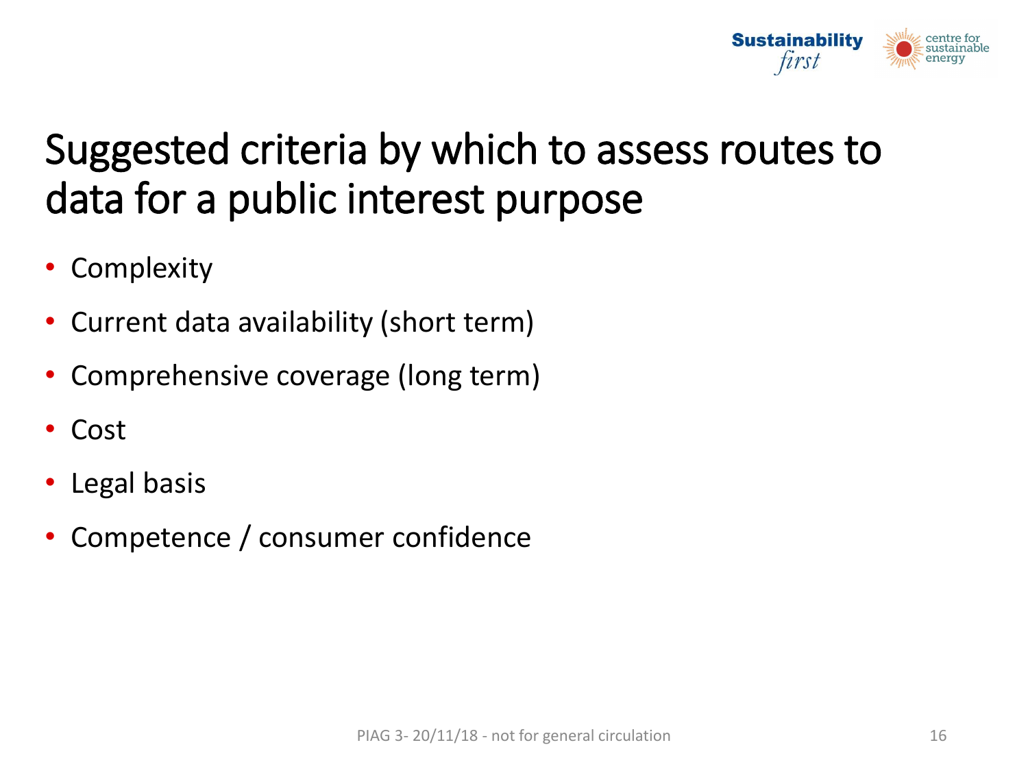# Suggested criteria by which to assess routes to data for a public interest purpose

- Complexity
- Current data availability (short term)
- Comprehensive coverage (long term)
- Cost
- Legal basis
- Competence / consumer confidence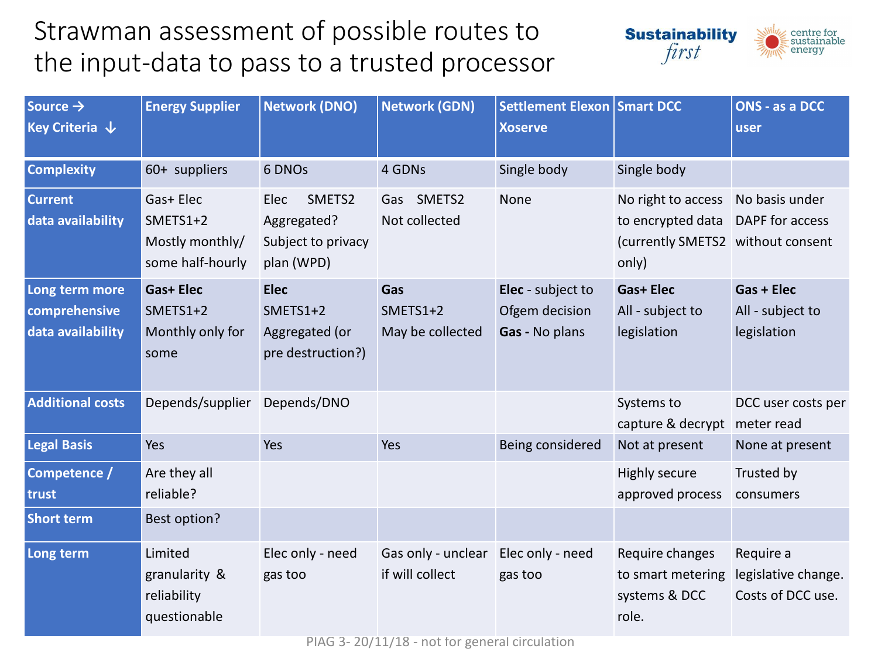# Strawman assessment of possible routes to the input-data to pass to a trusted processor

Sustainability first | centre for sustainable energy

| Source → Key Criteria ↓ | Energy Supplier | Network (DNO) | Network (GDN) | Settlement Elexon Xoserve | Smart DCC | ONS - as a DCC user |
|---|---|---|---|---|---|---|
| Complexity | 60+ suppliers | 6 DNOs | 4 GDNs | Single body | Single body | |
| Current data availability | Gas+ Elec SMETS1+2 Mostly monthly/ some half-hourly | Elec SMETS2 Aggregated? Subject to privacy plan (WPD) | Gas SMETS2 Not collected | None | No right to access to encrypted data (currently SMETS2 only) | No basis under DAPF for access without consent |
| Long term more comprehensive data availability | **Gas+ Elec** SMETS1+2 Monthly only for some | **Elec** SMETS1+2 Aggregated (or pre destruction?) | **Gas** SMETS1+2 May be collected | **Elec** - subject to Ofgem decision **Gas -** No plans | **Gas+ Elec** All - subject to legislation | **Gas + Elec** All - subject to legislation |
| Additional costs | Depends/supplier | Depends/DNO | | | Systems to capture & decrypt | DCC user costs per meter read |
| Legal Basis | Yes | Yes | Yes | Being considered | Not at present | None at present |
| Competence / trust | Are they all reliable? | | | | Highly secure approved process | Trusted by consumers |
| Short term | Best option? | | | | | |
| Long term | Limited granularity & reliability questionable | Elec only - need gas too | Gas only - unclear if will collect | Elec only - need gas too | Require changes to smart metering systems & DCC role. | Require a legislative change. Costs of DCC use. |

PIAG 3- 20/11/18 - not for general circulation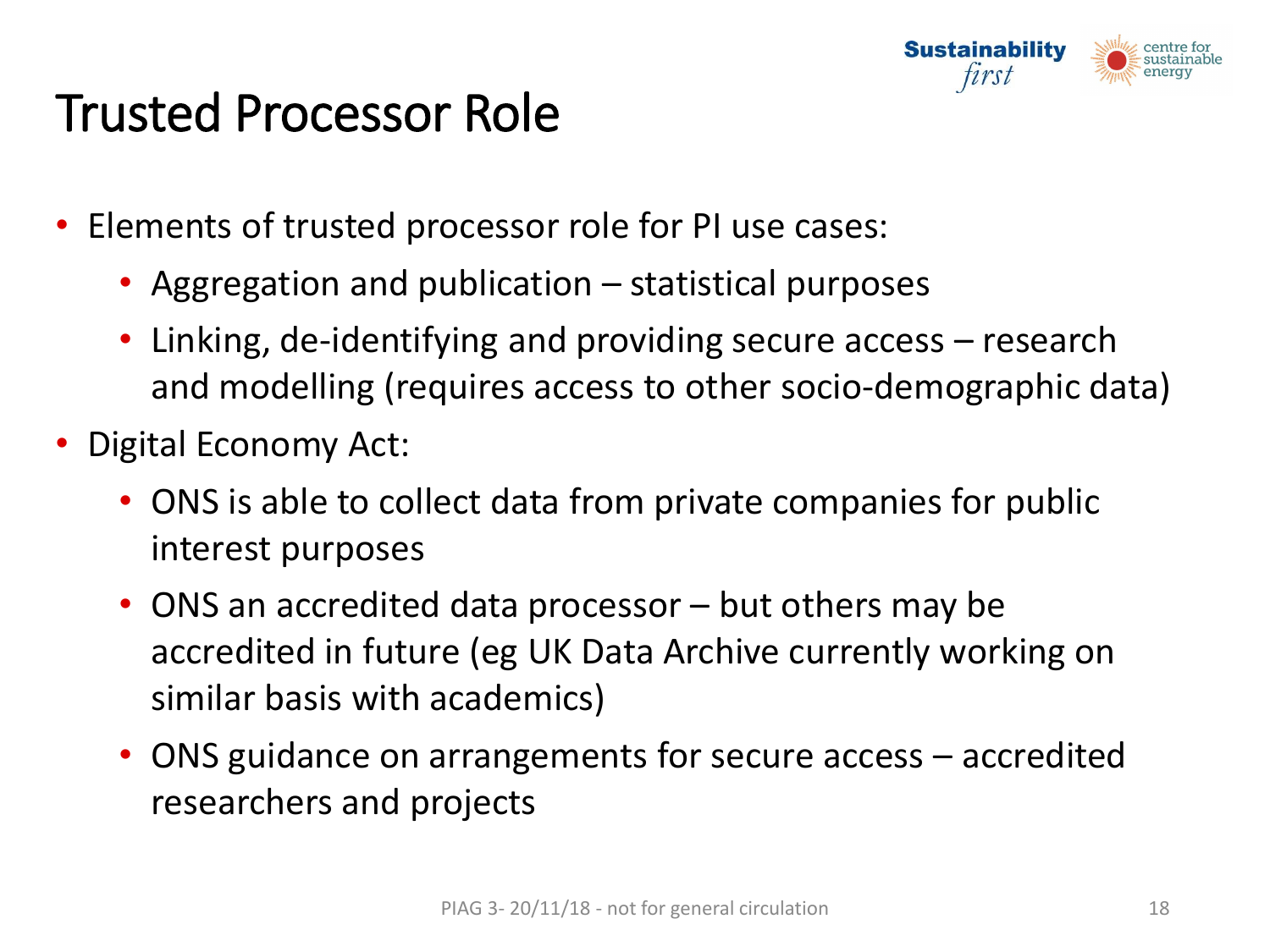# Trusted Processor Role

- Elements of trusted processor role for PI use cases:
  - Aggregation and publication – statistical purposes
  - Linking, de-identifying and providing secure access – research and modelling (requires access to other socio-demographic data)
- Digital Economy Act:
  - ONS is able to collect data from private companies for public interest purposes
  - ONS an accredited data processor – but others may be accredited in future (eg UK Data Archive currently working on similar basis with academics)
  - ONS guidance on arrangements for secure access – accredited researchers and projects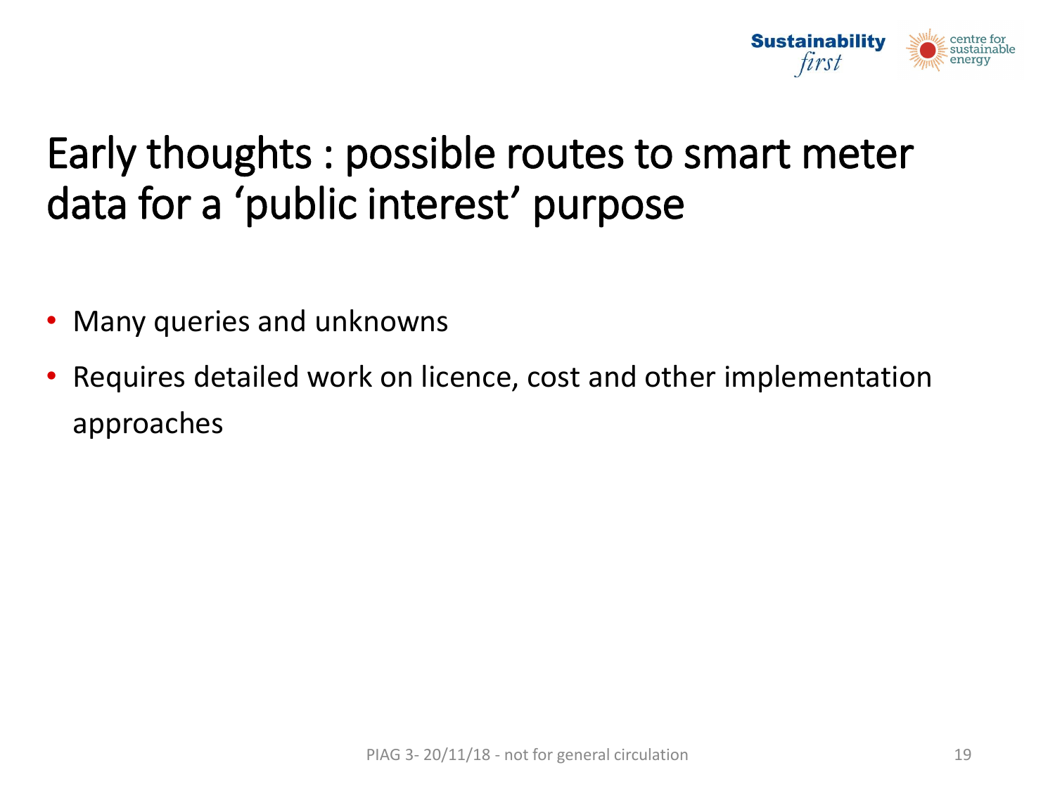# Early thoughts : possible routes to smart meter data for a 'public interest' purpose

- Many queries and unknowns
- Requires detailed work on licence, cost and other implementation approaches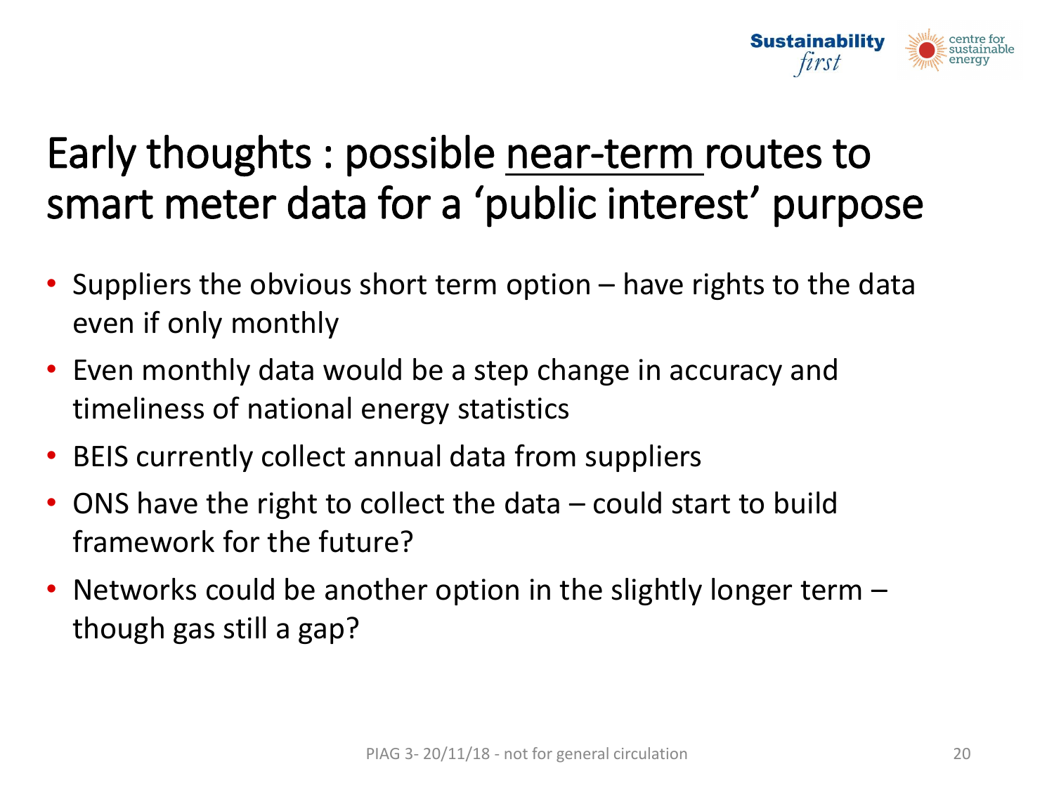# Early thoughts : possible near-term routes to smart meter data for a 'public interest' purpose

- Suppliers the obvious short term option – have rights to the data even if only monthly
- Even monthly data would be a step change in accuracy and timeliness of national energy statistics
- BEIS currently collect annual data from suppliers
- ONS have the right to collect the data – could start to build framework for the future?
- Networks could be another option in the slightly longer term – though gas still a gap?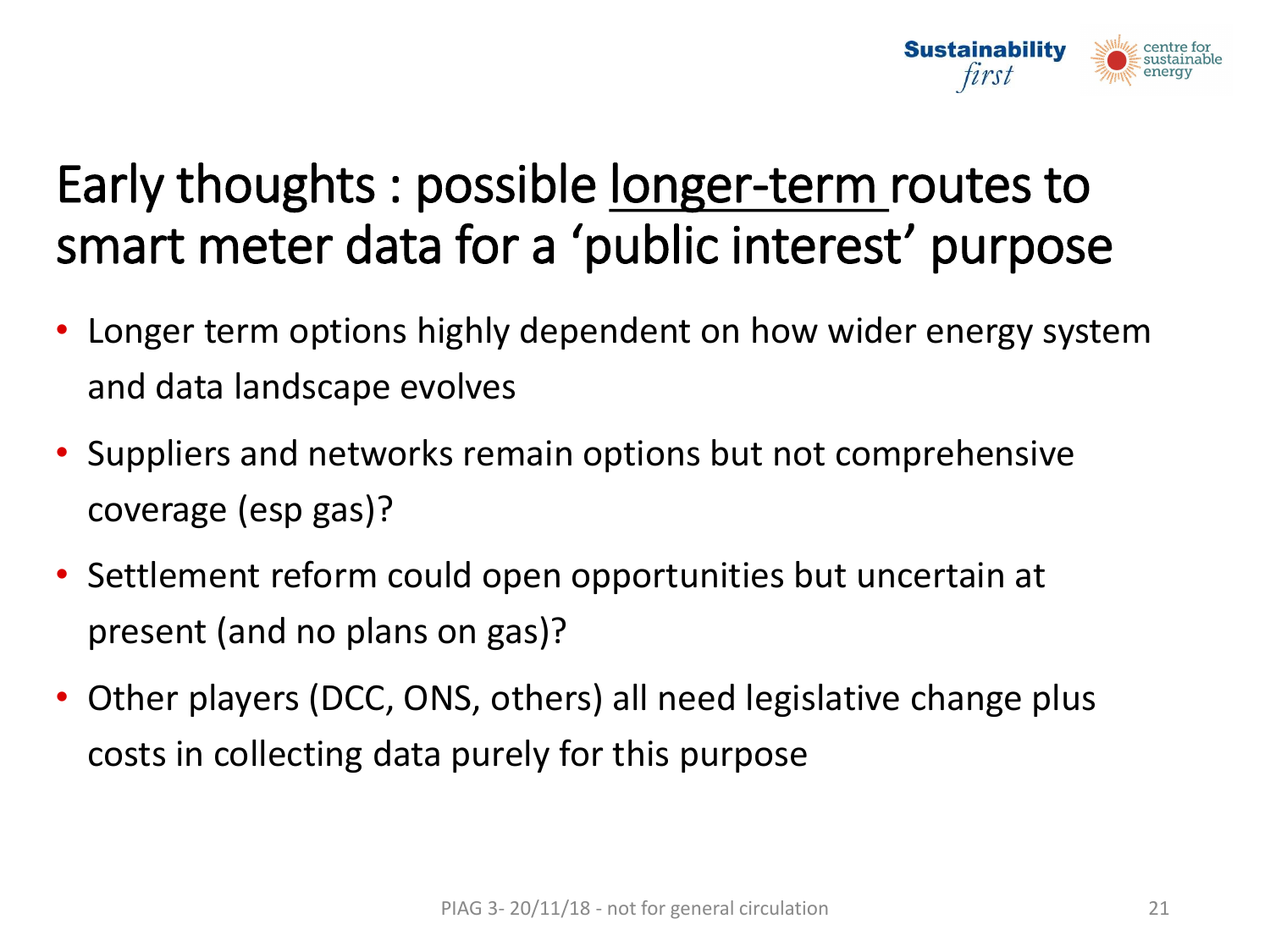# Early thoughts : possible longer-term routes to smart meter data for a 'public interest' purpose

- Longer term options highly dependent on how wider energy system and data landscape evolves
- Suppliers and networks remain options but not comprehensive coverage (esp gas)?
- Settlement reform could open opportunities but uncertain at present (and no plans on gas)?
- Other players (DCC, ONS, others) all need legislative change plus costs in collecting data purely for this purpose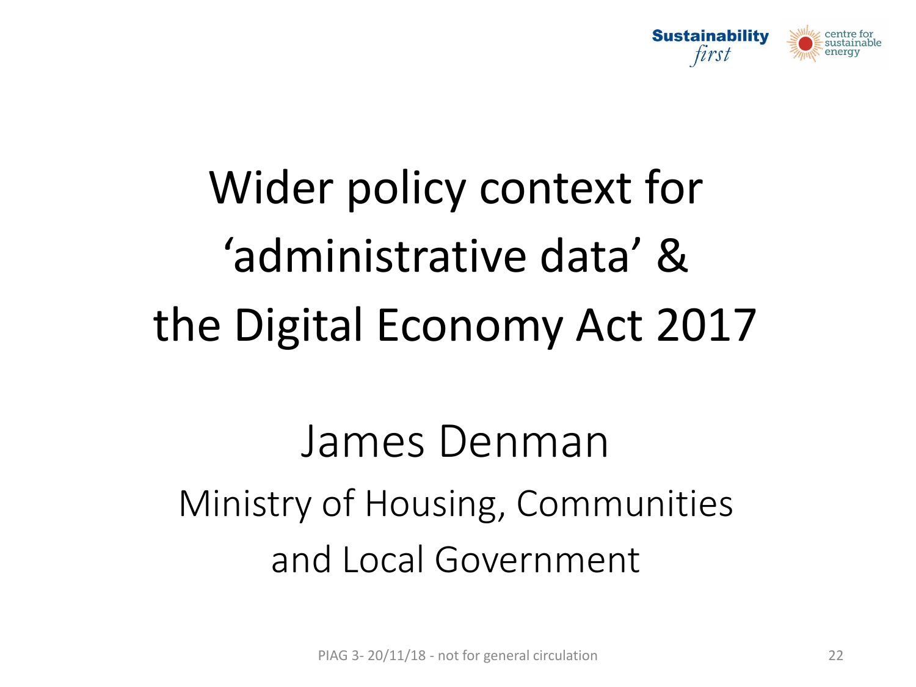# Wider policy context for 'administrative data' & the Digital Economy Act 2017

James Denman

Ministry of Housing, Communities and Local Government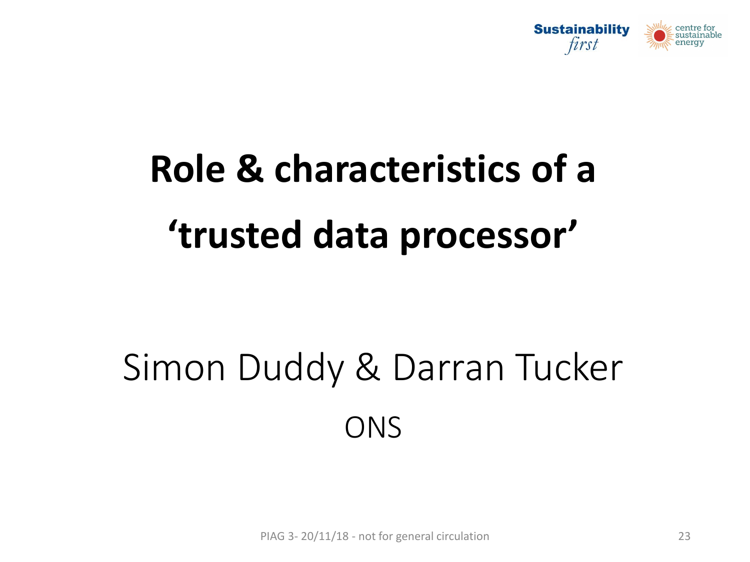# Role & characteristics of a ‘trusted data processor’

Simon Duddy & Darran Tucker

ONS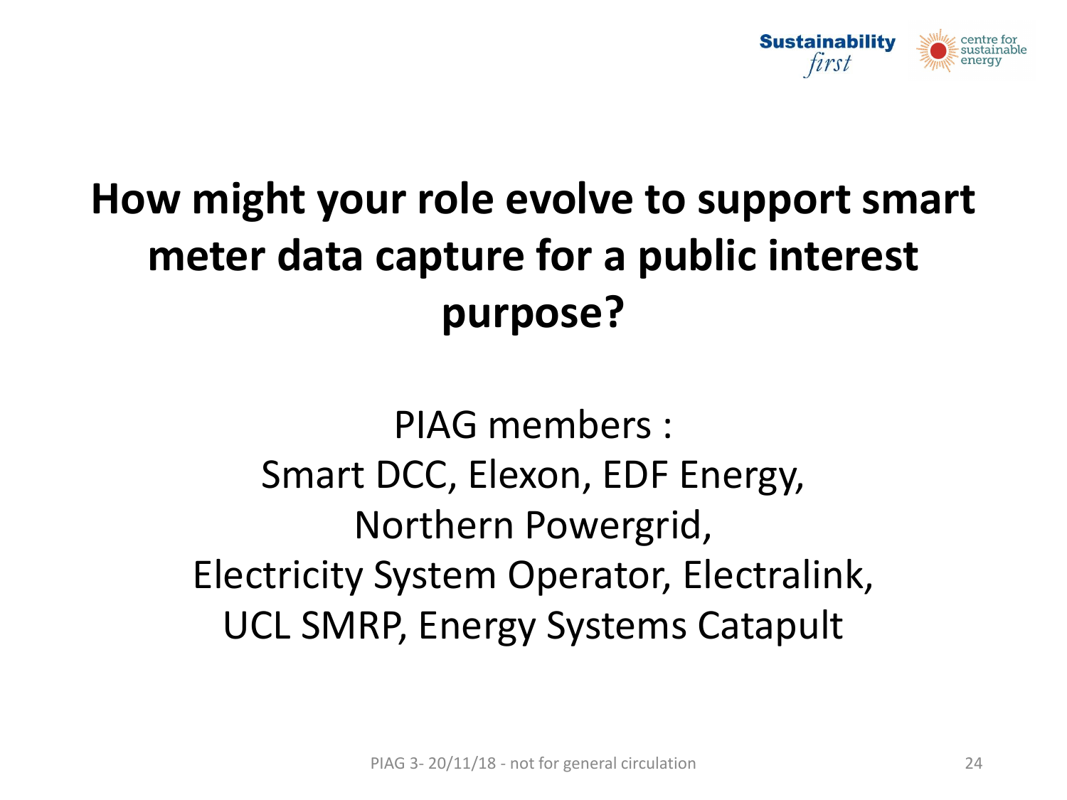# How might your role evolve to support smart meter data capture for a public interest purpose?

PIAG members :
Smart DCC, Elexon, EDF Energy,
Northern Powergrid,
Electricity System Operator, Electralink,
UCL SMRP, Energy Systems Catapult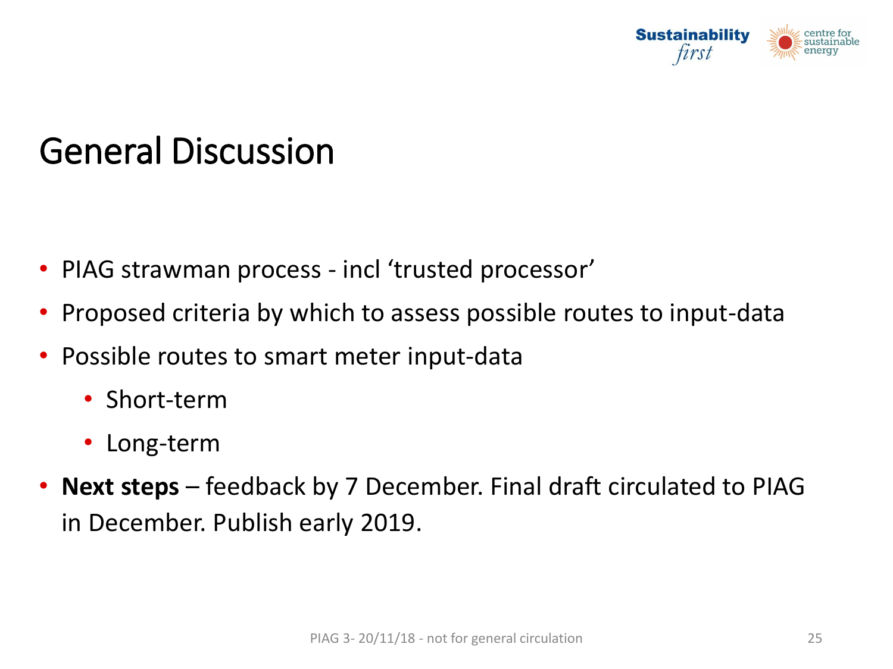# General Discussion

- PIAG strawman process - incl 'trusted processor'
- Proposed criteria by which to assess possible routes to input-data
- Possible routes to smart meter input-data
  - Short-term
  - Long-term
- **Next steps** – feedback by 7 December. Final draft circulated to PIAG in December. Publish early 2019.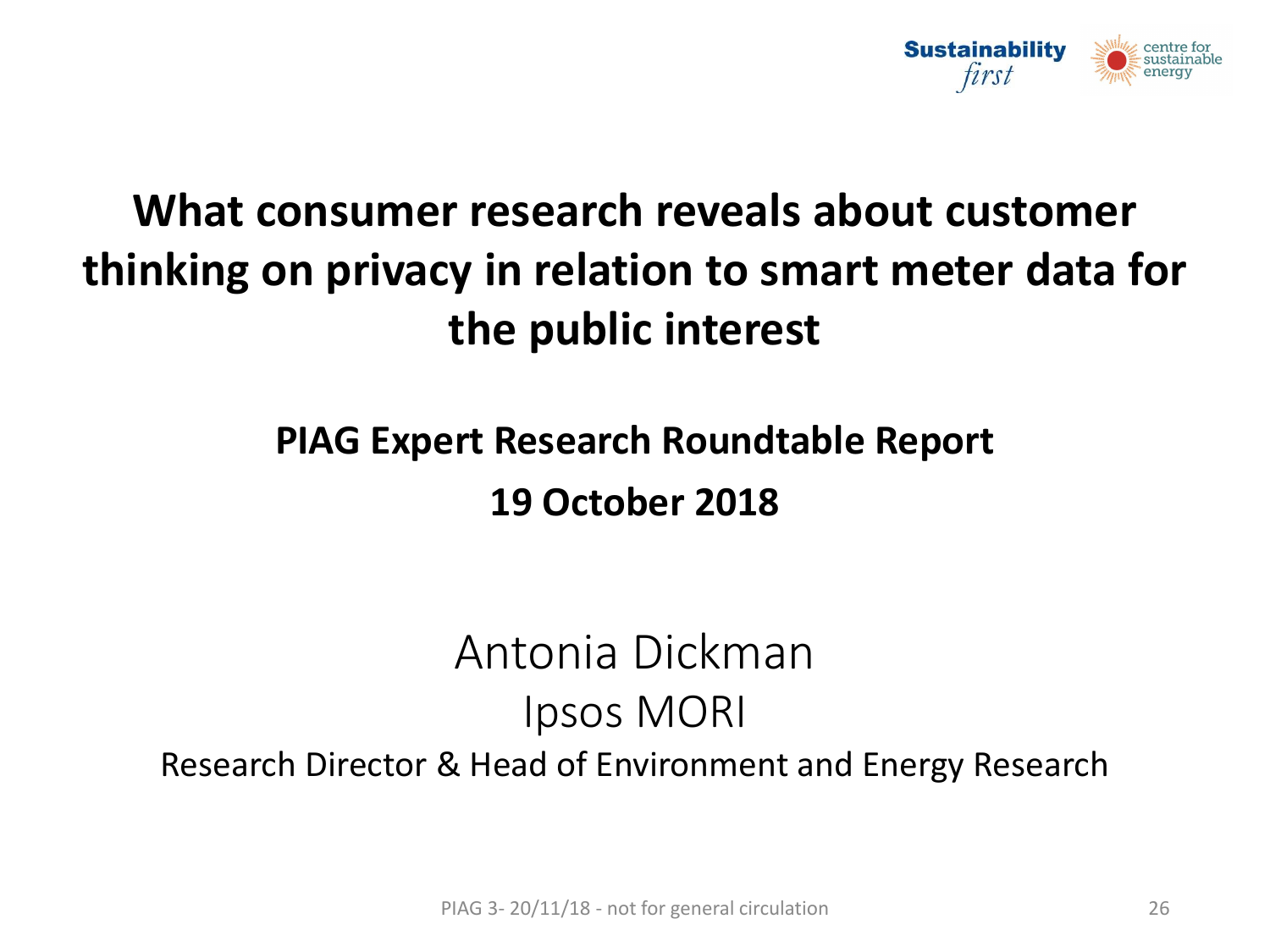# What consumer research reveals about customer thinking on privacy in relation to smart meter data for the public interest

**PIAG Expert Research Roundtable Report**

**19 October 2018**

Antonia Dickman

Ipsos MORI

Research Director & Head of Environment and Energy Research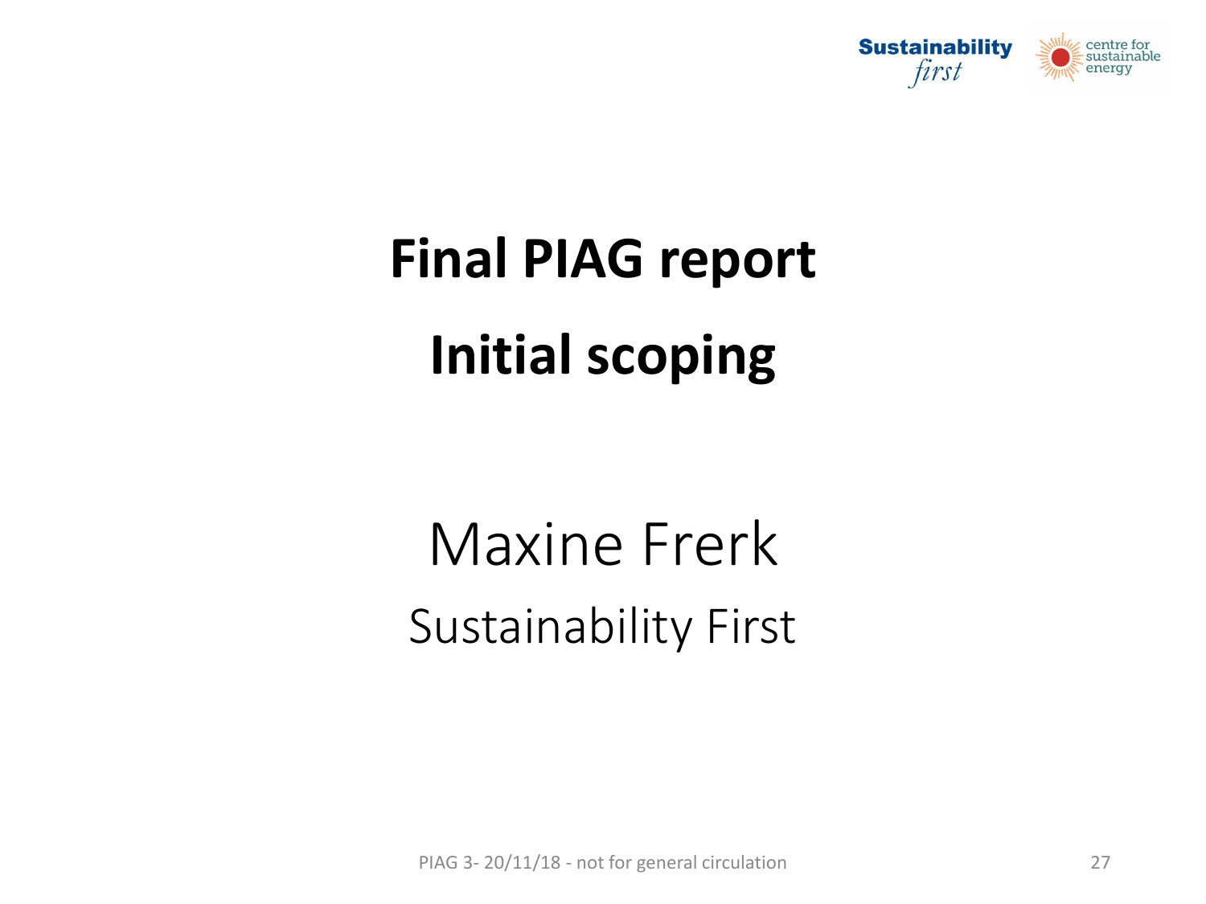# Final PIAG report

## Initial scoping

Maxine Frerk

Sustainability First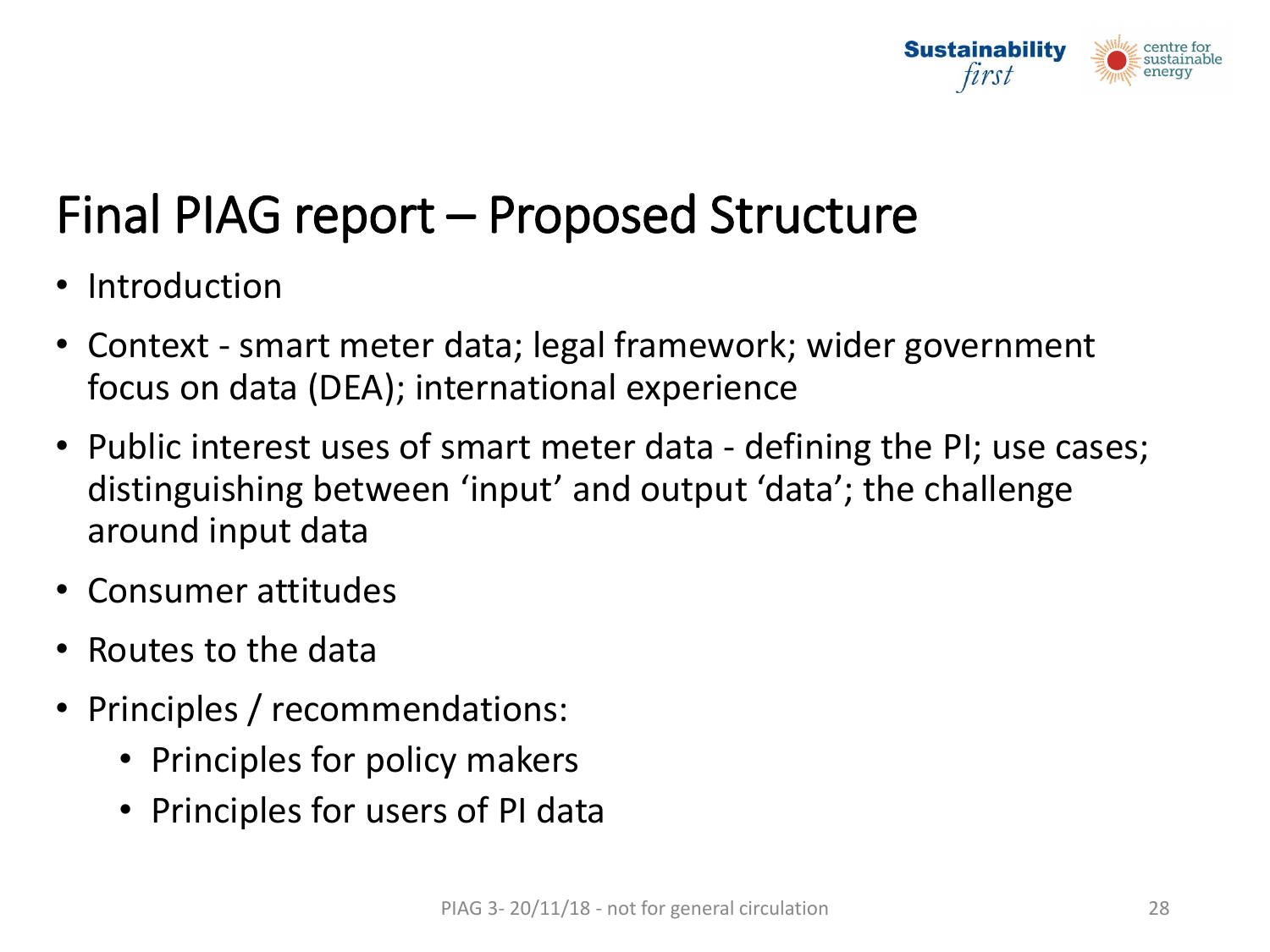# Final PIAG report – Proposed Structure

- Introduction
- Context - smart meter data; legal framework; wider government focus on data (DEA); international experience
- Public interest uses of smart meter data - defining the PI; use cases; distinguishing between 'input' and output 'data'; the challenge around input data
- Consumer attitudes
- Routes to the data
- Principles / recommendations:
  - Principles for policy makers
  - Principles for users of PI data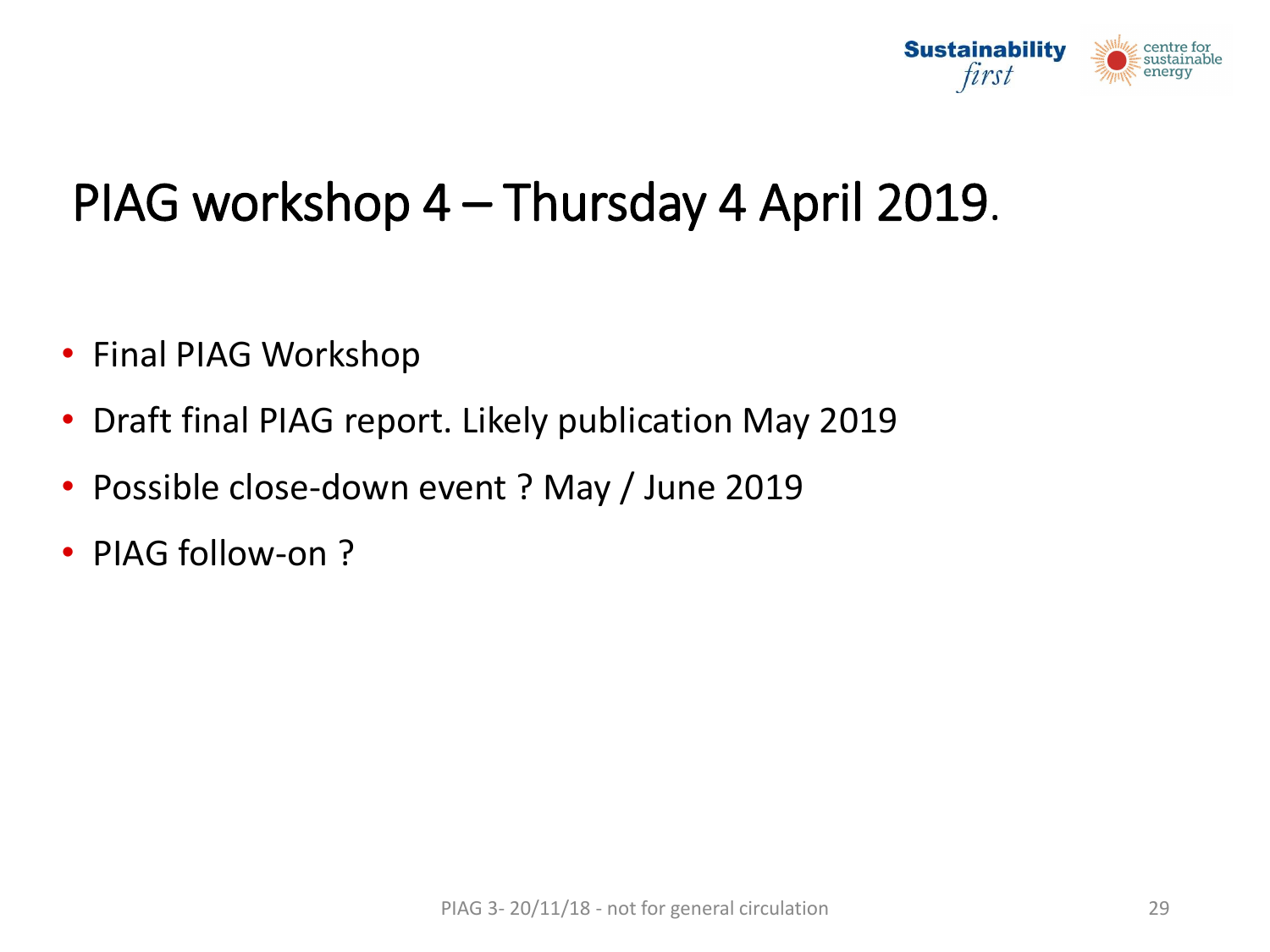# PIAG workshop 4 – Thursday 4 April 2019.

- Final PIAG Workshop
- Draft final PIAG report. Likely publication May 2019
- Possible close-down event ? May / June 2019
- PIAG follow-on ?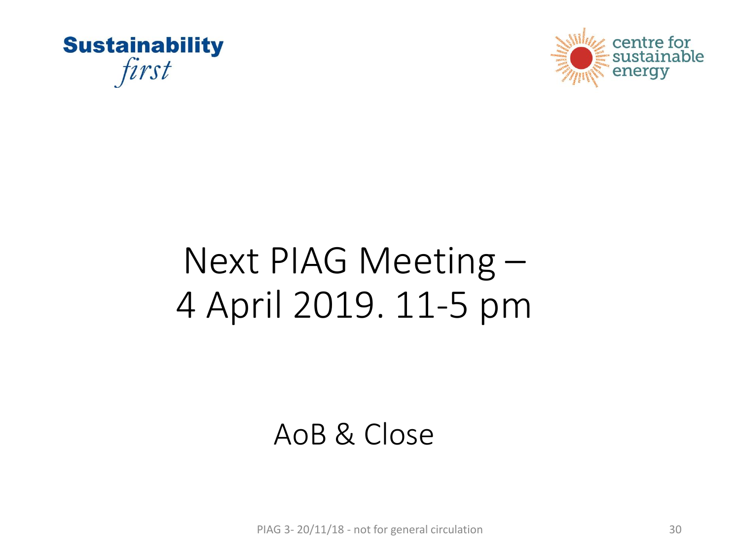# Next PIAG Meeting – 4 April 2019. 11-5 pm

## AoB & Close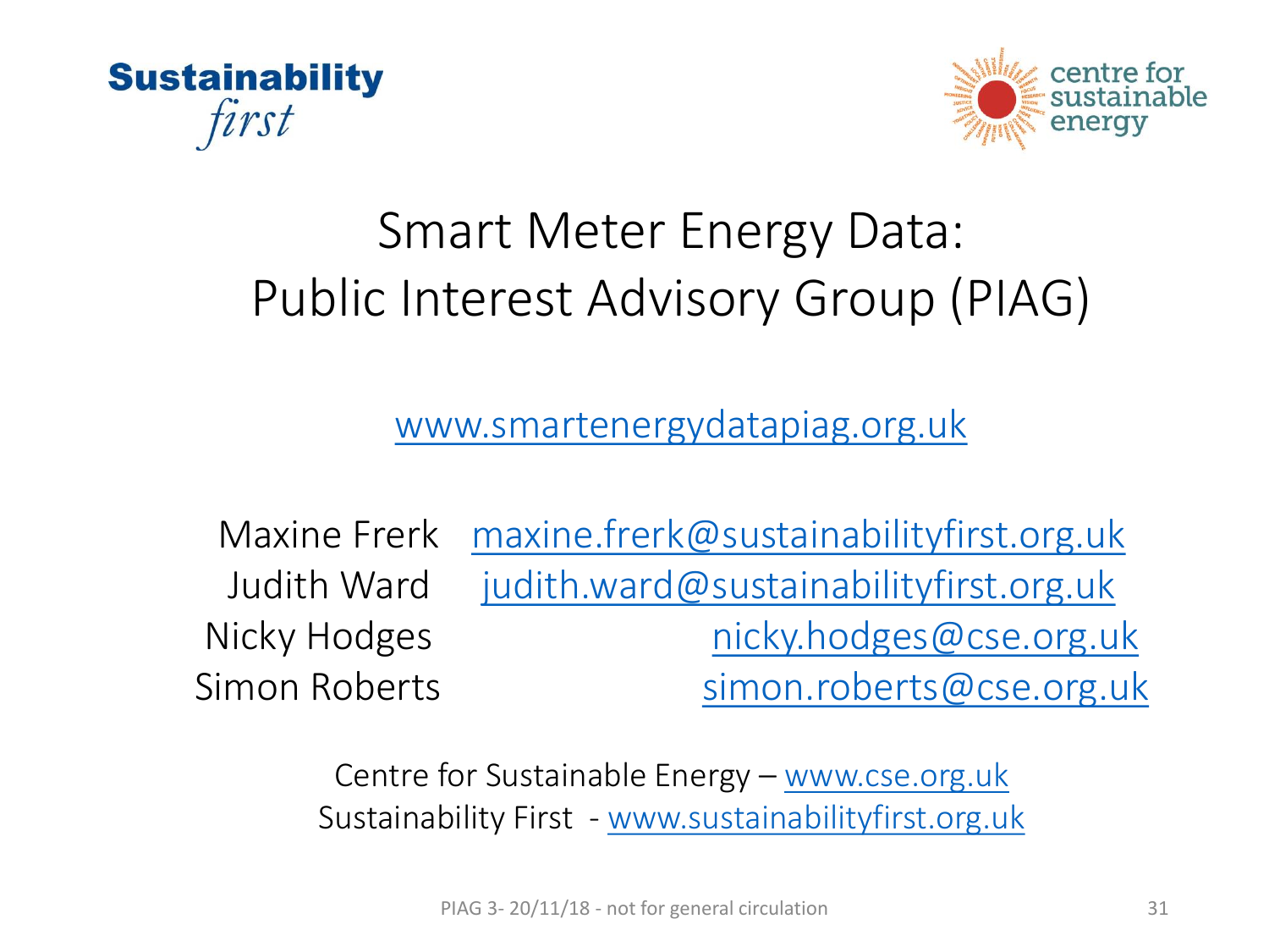# Smart Meter Energy Data: Public Interest Advisory Group (PIAG)

www.smartenergydatapiag.org.uk

| | |
|---|---|
| Maxine Frerk | maxine.frerk@sustainabilityfirst.org.uk |
| Judith Ward | judith.ward@sustainabilityfirst.org.uk |
| Nicky Hodges | nicky.hodges@cse.org.uk |
| Simon Roberts | simon.roberts@cse.org.uk |

Centre for Sustainable Energy – www.cse.org.uk

Sustainability First - www.sustainabilityfirst.org.uk